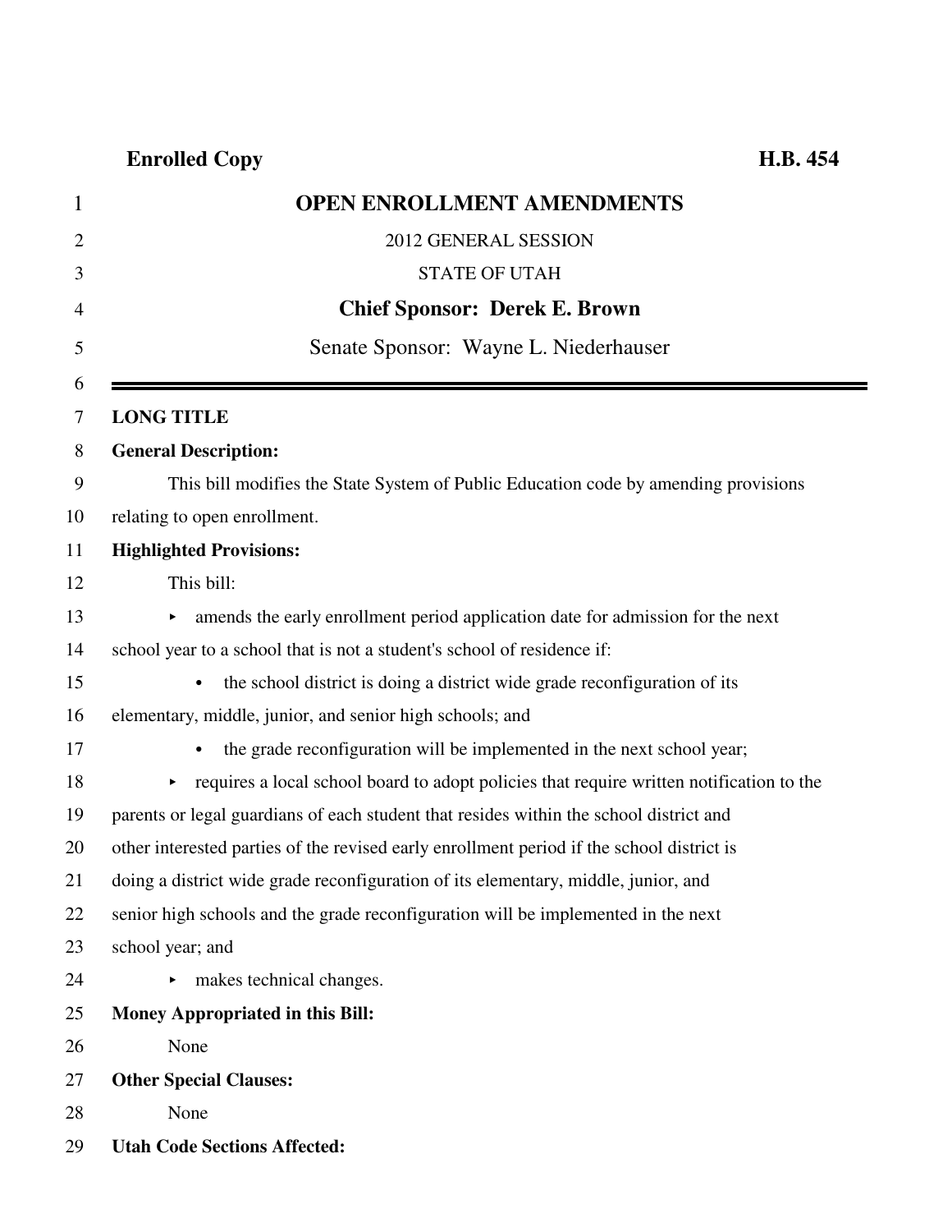**Enrolled Copy** **H.B. 454**

# OPEN ENROLLMENT AMENDMENTS

2012 GENERAL SESSION

STATE OF UTAH

**Chief Sponsor: Derek E. Brown**

Senate Sponsor: Wayne L. Niederhauser

---

**LONG TITLE**

**General Description:**

This bill modifies the State System of Public Education code by amending provisions relating to open enrollment.

**Highlighted Provisions:**

This bill:

- amends the early enrollment period application date for admission for the next school year to a school that is not a student's school of residence if:
  - the school district is doing a district wide grade reconfiguration of its elementary, middle, junior, and senior high schools; and
  - the grade reconfiguration will be implemented in the next school year;
- requires a local school board to adopt policies that require written notification to the parents or legal guardians of each student that resides within the school district and other interested parties of the revised early enrollment period if the school district is doing a district wide grade reconfiguration of its elementary, middle, junior, and senior high schools and the grade reconfiguration will be implemented in the next school year; and
- makes technical changes.

**Money Appropriated in this Bill:**

None

**Other Special Clauses:**

None

**Utah Code Sections Affected:**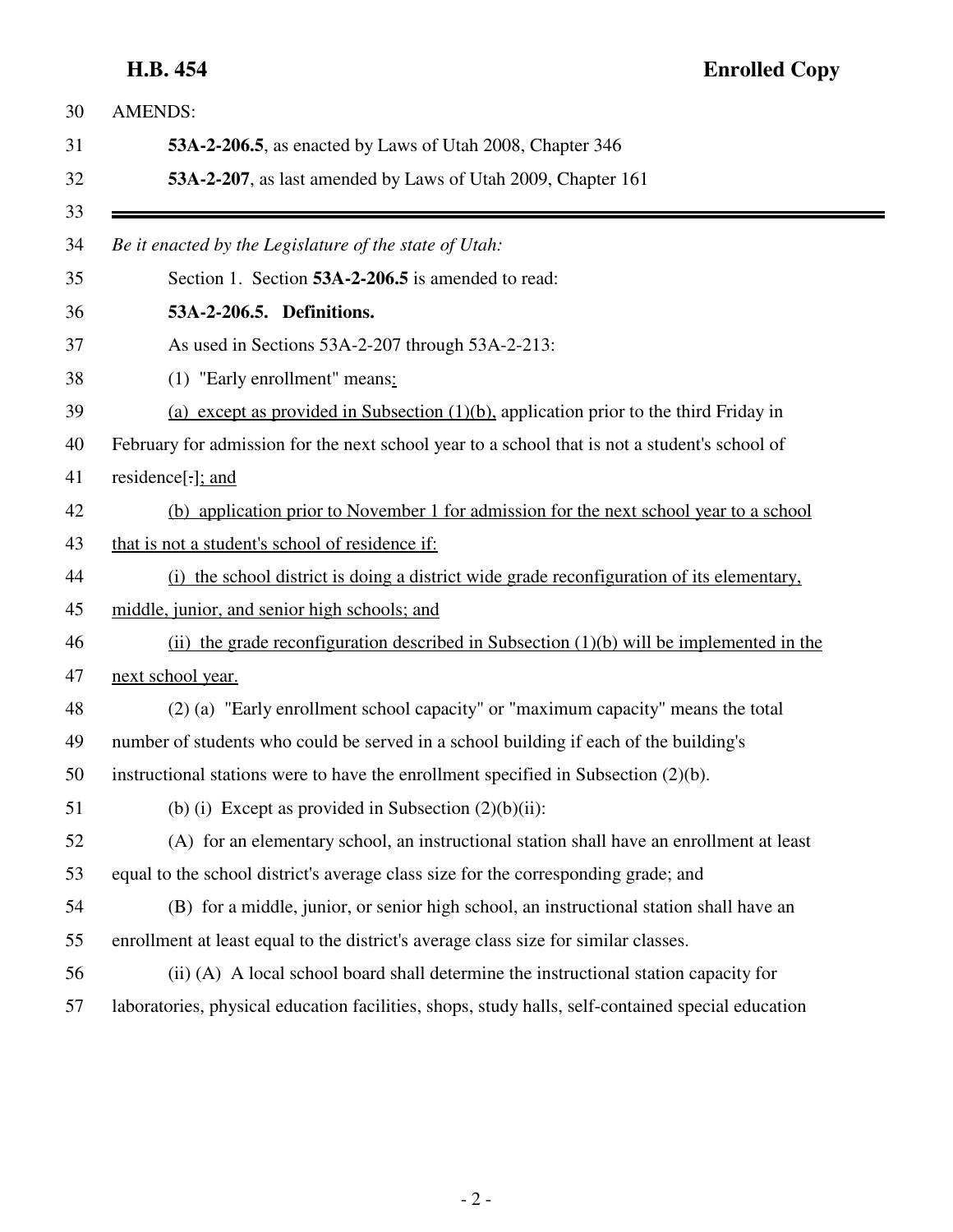AMENDS:

**53A-2-206.5**, as enacted by Laws of Utah 2008, Chapter 346

**53A-2-207**, as last amended by Laws of Utah 2009, Chapter 161

---

*Be it enacted by the Legislature of the state of Utah:*

Section 1. Section **53A-2-206.5** is amended to read:

**53A-2-206.5. Definitions.**

As used in Sections 53A-2-207 through 53A-2-213:

(1) "Early enrollment" means:

(a) except as provided in Subsection (1)(b), application prior to the third Friday in February for admission for the next school year to a school that is not a student's school of residence[.]; and

(b) application prior to November 1 for admission for the next school year to a school that is not a student's school of residence if:

(i) the school district is doing a district wide grade reconfiguration of its elementary, middle, junior, and senior high schools; and

(ii) the grade reconfiguration described in Subsection (1)(b) will be implemented in the next school year.

(2) (a) "Early enrollment school capacity" or "maximum capacity" means the total number of students who could be served in a school building if each of the building's instructional stations were to have the enrollment specified in Subsection (2)(b).

(b) (i) Except as provided in Subsection (2)(b)(ii):

(A) for an elementary school, an instructional station shall have an enrollment at least equal to the school district's average class size for the corresponding grade; and

(B) for a middle, junior, or senior high school, an instructional station shall have an enrollment at least equal to the district's average class size for similar classes.

(ii) (A) A local school board shall determine the instructional station capacity for laboratories, physical education facilities, shops, study halls, self-contained special education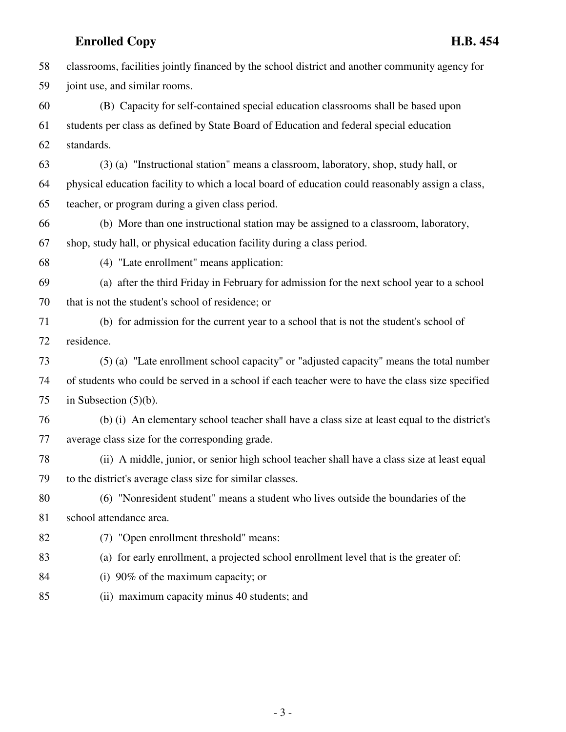classrooms, facilities jointly financed by the school district and another community agency for joint use, and similar rooms.

(B) Capacity for self-contained special education classrooms shall be based upon students per class as defined by State Board of Education and federal special education standards.

(3) (a) "Instructional station" means a classroom, laboratory, shop, study hall, or physical education facility to which a local board of education could reasonably assign a class, teacher, or program during a given class period.

(b) More than one instructional station may be assigned to a classroom, laboratory, shop, study hall, or physical education facility during a class period.

(4) "Late enrollment" means application:

(a) after the third Friday in February for admission for the next school year to a school that is not the student's school of residence; or

(b) for admission for the current year to a school that is not the student's school of residence.

(5) (a) "Late enrollment school capacity" or "adjusted capacity" means the total number of students who could be served in a school if each teacher were to have the class size specified in Subsection (5)(b).

(b) (i) An elementary school teacher shall have a class size at least equal to the district's average class size for the corresponding grade.

(ii) A middle, junior, or senior high school teacher shall have a class size at least equal to the district's average class size for similar classes.

(6) "Nonresident student" means a student who lives outside the boundaries of the school attendance area.

(7) "Open enrollment threshold" means:

(a) for early enrollment, a projected school enrollment level that is the greater of:

(i) 90% of the maximum capacity; or

(ii) maximum capacity minus 40 students; and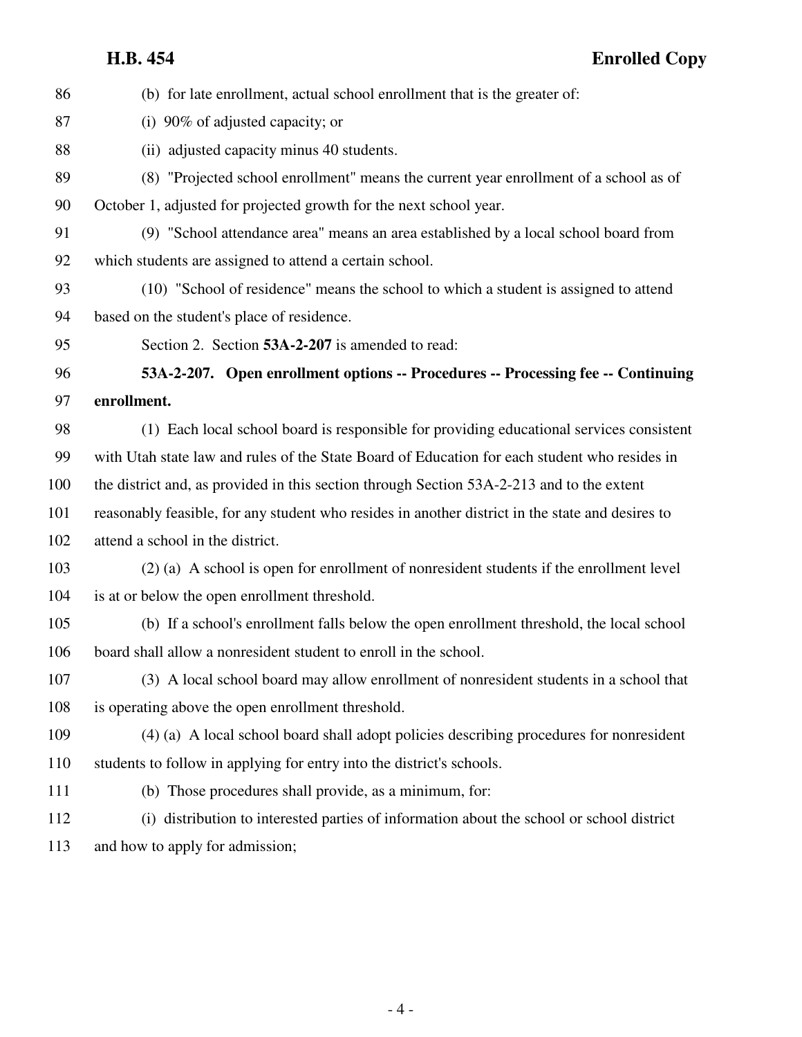(b) for late enrollment, actual school enrollment that is the greater of:

(i) 90% of adjusted capacity; or

(ii) adjusted capacity minus 40 students.

(8) "Projected school enrollment" means the current year enrollment of a school as of October 1, adjusted for projected growth for the next school year.

(9) "School attendance area" means an area established by a local school board from which students are assigned to attend a certain school.

(10) "School of residence" means the school to which a student is assigned to attend based on the student's place of residence.

Section 2. Section **53A-2-207** is amended to read:

**53A-2-207. Open enrollment options -- Procedures -- Processing fee -- Continuing enrollment.**

(1) Each local school board is responsible for providing educational services consistent with Utah state law and rules of the State Board of Education for each student who resides in the district and, as provided in this section through Section 53A-2-213 and to the extent reasonably feasible, for any student who resides in another district in the state and desires to attend a school in the district.

(2) (a) A school is open for enrollment of nonresident students if the enrollment level is at or below the open enrollment threshold.

(b) If a school's enrollment falls below the open enrollment threshold, the local school board shall allow a nonresident student to enroll in the school.

(3) A local school board may allow enrollment of nonresident students in a school that is operating above the open enrollment threshold.

(4) (a) A local school board shall adopt policies describing procedures for nonresident students to follow in applying for entry into the district's schools.

(b) Those procedures shall provide, as a minimum, for:

(i) distribution to interested parties of information about the school or school district and how to apply for admission;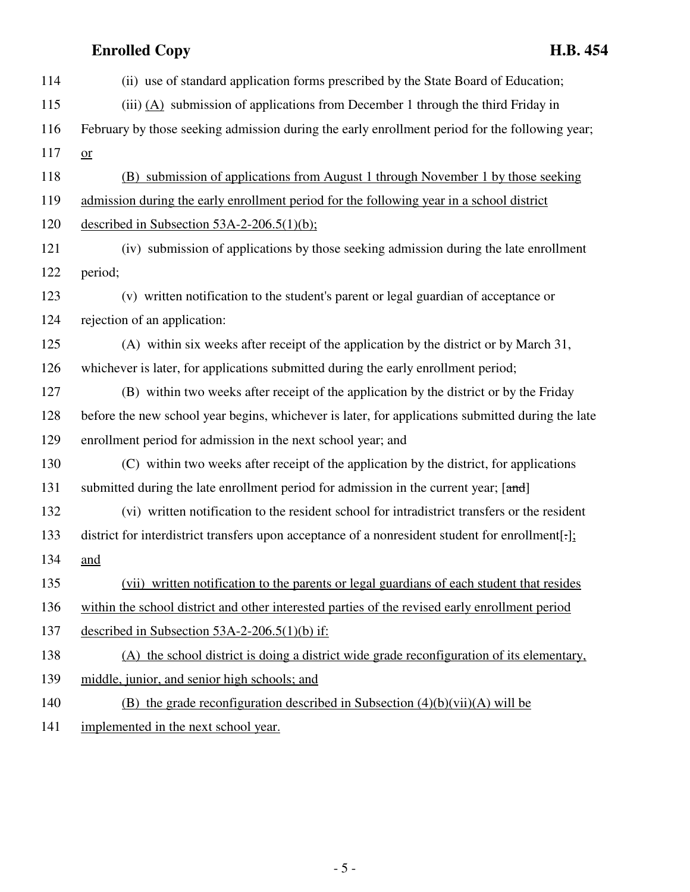114 (ii) use of standard application forms prescribed by the State Board of Education;

115 (iii) <u>(A)</u> submission of applications from December 1 through the third Friday in

116 February by those seeking admission during the early enrollment period for the following year;

117 <u>or</u>

118 <u>(B) submission of applications from August 1 through November 1 by those seeking</u>

119 <u>admission during the early enrollment period for the following year in a school district</u>

120 <u>described in Subsection 53A-2-206.5(1)(b);</u>

121 (iv) submission of applications by those seeking admission during the late enrollment

122 period;

123 (v) written notification to the student's parent or legal guardian of acceptance or

124 rejection of an application:

125 (A) within six weeks after receipt of the application by the district or by March 31,

126 whichever is later, for applications submitted during the early enrollment period;

127 (B) within two weeks after receipt of the application by the district or by the Friday

128 before the new school year begins, whichever is later, for applications submitted during the late

129 enrollment period for admission in the next school year; and

130 (C) within two weeks after receipt of the application by the district, for applications

131 submitted during the late enrollment period for admission in the current year; [~~and~~]

132 (vi) written notification to the resident school for intradistrict transfers or the resident

133 district for interdistrict transfers upon acceptance of a nonresident student for enrollment[~~.~~]<u>;</u>

134 <u>and</u>

135 <u>(vii) written notification to the parents or legal guardians of each student that resides</u>

136 <u>within the school district and other interested parties of the revised early enrollment period</u>

137 <u>described in Subsection 53A-2-206.5(1)(b) if:</u>

138 <u>(A) the school district is doing a district wide grade reconfiguration of its elementary,</u>

139 <u>middle, junior, and senior high schools; and</u>

140 <u>(B) the grade reconfiguration described in Subsection (4)(b)(vii)(A) will be</u>

141 <u>implemented in the next school year.</u>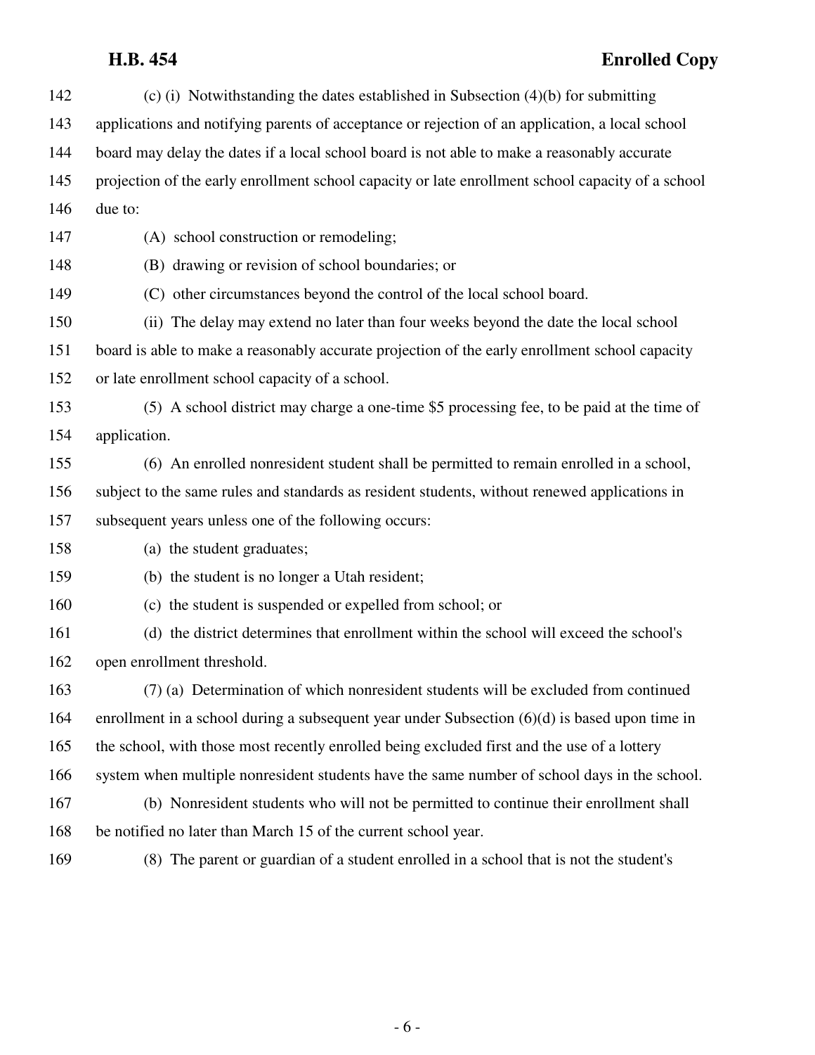(c) (i) Notwithstanding the dates established in Subsection (4)(b) for submitting applications and notifying parents of acceptance or rejection of an application, a local school board may delay the dates if a local school board is not able to make a reasonably accurate projection of the early enrollment school capacity or late enrollment school capacity of a school due to:

(A) school construction or remodeling;

(B) drawing or revision of school boundaries; or

(C) other circumstances beyond the control of the local school board.

(ii) The delay may extend no later than four weeks beyond the date the local school board is able to make a reasonably accurate projection of the early enrollment school capacity or late enrollment school capacity of a school.

(5) A school district may charge a one-time $5 processing fee, to be paid at the time of application.

(6) An enrolled nonresident student shall be permitted to remain enrolled in a school, subject to the same rules and standards as resident students, without renewed applications in subsequent years unless one of the following occurs:

(a) the student graduates;

(b) the student is no longer a Utah resident;

(c) the student is suspended or expelled from school; or

(d) the district determines that enrollment within the school will exceed the school's open enrollment threshold.

(7) (a) Determination of which nonresident students will be excluded from continued enrollment in a school during a subsequent year under Subsection (6)(d) is based upon time in the school, with those most recently enrolled being excluded first and the use of a lottery system when multiple nonresident students have the same number of school days in the school.

(b) Nonresident students who will not be permitted to continue their enrollment shall be notified no later than March 15 of the current school year.

(8) The parent or guardian of a student enrolled in a school that is not the student's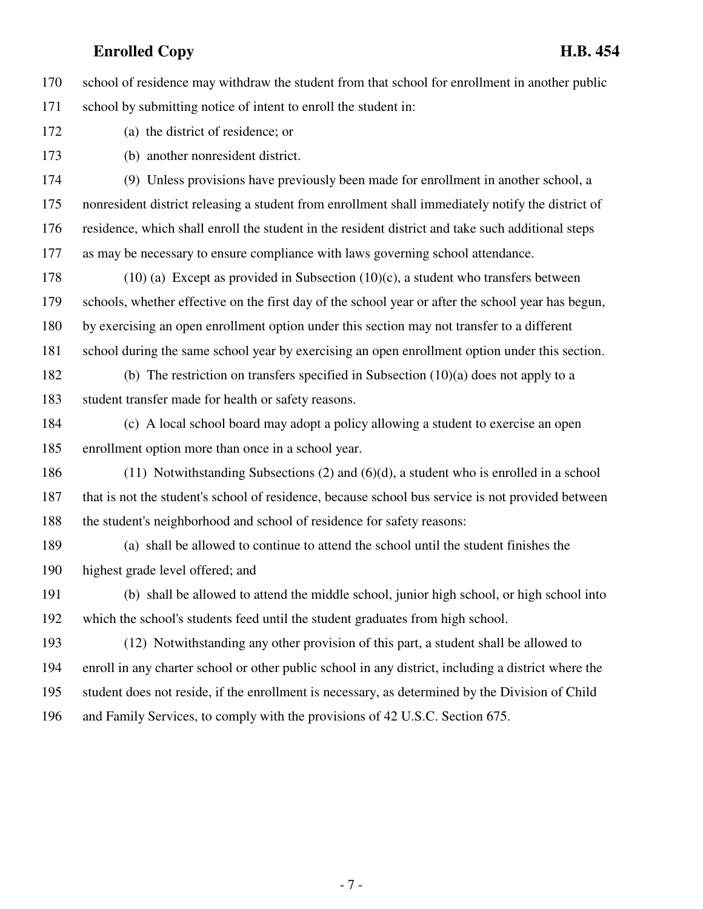school of residence may withdraw the student from that school for enrollment in another public school by submitting notice of intent to enroll the student in:

(a) the district of residence; or

(b) another nonresident district.

(9) Unless provisions have previously been made for enrollment in another school, a nonresident district releasing a student from enrollment shall immediately notify the district of residence, which shall enroll the student in the resident district and take such additional steps as may be necessary to ensure compliance with laws governing school attendance.

(10) (a) Except as provided in Subsection (10)(c), a student who transfers between schools, whether effective on the first day of the school year or after the school year has begun, by exercising an open enrollment option under this section may not transfer to a different school during the same school year by exercising an open enrollment option under this section.

(b) The restriction on transfers specified in Subsection (10)(a) does not apply to a student transfer made for health or safety reasons.

(c) A local school board may adopt a policy allowing a student to exercise an open enrollment option more than once in a school year.

(11) Notwithstanding Subsections (2) and (6)(d), a student who is enrolled in a school that is not the student's school of residence, because school bus service is not provided between the student's neighborhood and school of residence for safety reasons:

(a) shall be allowed to continue to attend the school until the student finishes the highest grade level offered; and

(b) shall be allowed to attend the middle school, junior high school, or high school into which the school's students feed until the student graduates from high school.

(12) Notwithstanding any other provision of this part, a student shall be allowed to enroll in any charter school or other public school in any district, including a district where the student does not reside, if the enrollment is necessary, as determined by the Division of Child and Family Services, to comply with the provisions of 42 U.S.C. Section 675.